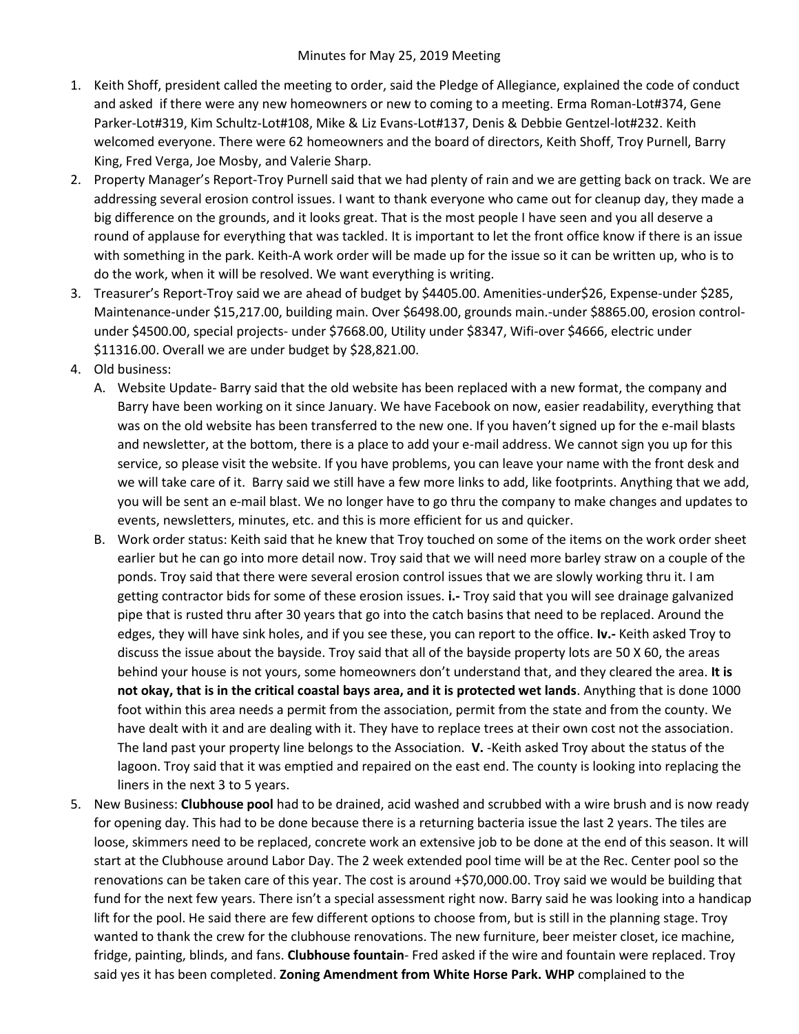Minutes for May 25, 2019 Meeting

1. Keith Shoff, president called the meeting to order, said the Pledge of Allegiance, explained the code of conduct and asked if there were any new homeowners or new to coming to a meeting. Erma Roman-Lot#374, Gene Parker-Lot#319, Kim Schultz-Lot#108, Mike & Liz Evans-Lot#137, Denis & Debbie Gentzel-lot#232. Keith welcomed everyone. There were 62 homeowners and the board of directors, Keith Shoff, Troy Purnell, Barry King, Fred Verga, Joe Mosby, and Valerie Sharp.
2. Property Manager's Report-Troy Purnell said that we had plenty of rain and we are getting back on track. We are addressing several erosion control issues. I want to thank everyone who came out for cleanup day, they made a big difference on the grounds, and it looks great. That is the most people I have seen and you all deserve a round of applause for everything that was tackled. It is important to let the front office know if there is an issue with something in the park. Keith-A work order will be made up for the issue so it can be written up, who is to do the work, when it will be resolved. We want everything is writing.
3. Treasurer's Report-Troy said we are ahead of budget by $4405.00. Amenities-under$26, Expense-under $285, Maintenance-under $15,217.00, building main. Over $6498.00, grounds main.-under $8865.00, erosion control-under $4500.00, special projects- under $7668.00, Utility under $8347, Wifi-over $4666, electric under $11316.00. Overall we are under budget by $28,821.00.
4. Old business:
   A. Website Update- Barry said that the old website has been replaced with a new format, the company and Barry have been working on it since January. We have Facebook on now, easier readability, everything that was on the old website has been transferred to the new one. If you haven't signed up for the e-mail blasts and newsletter, at the bottom, there is a place to add your e-mail address. We cannot sign you up for this service, so please visit the website. If you have problems, you can leave your name with the front desk and we will take care of it. Barry said we still have a few more links to add, like footprints. Anything that we add, you will be sent an e-mail blast. We no longer have to go thru the company to make changes and updates to events, newsletters, minutes, etc. and this is more efficient for us and quicker.
   B. Work order status: Keith said that he knew that Troy touched on some of the items on the work order sheet earlier but he can go into more detail now. Troy said that we will need more barley straw on a couple of the ponds. Troy said that there were several erosion control issues that we are slowly working thru it. I am getting contractor bids for some of these erosion issues. **i.-** Troy said that you will see drainage galvanized pipe that is rusted thru after 30 years that go into the catch basins that need to be replaced. Around the edges, they will have sink holes, and if you see these, you can report to the office. **Iv.-** Keith asked Troy to discuss the issue about the bayside. Troy said that all of the bayside property lots are 50 X 60, the areas behind your house is not yours, some homeowners don't understand that, and they cleared the area. **It is not okay, that is in the critical coastal bays area, and it is protected wet lands**. Anything that is done 1000 foot within this area needs a permit from the association, permit from the state and from the county. We have dealt with it and are dealing with it. They have to replace trees at their own cost not the association. The land past your property line belongs to the Association. **V.** -Keith asked Troy about the status of the lagoon. Troy said that it was emptied and repaired on the east end. The county is looking into replacing the liners in the next 3 to 5 years.
5. New Business: **Clubhouse pool** had to be drained, acid washed and scrubbed with a wire brush and is now ready for opening day. This had to be done because there is a returning bacteria issue the last 2 years. The tiles are loose, skimmers need to be replaced, concrete work an extensive job to be done at the end of this season. It will start at the Clubhouse around Labor Day. The 2 week extended pool time will be at the Rec. Center pool so the renovations can be taken care of this year. The cost is around +$70,000.00. Troy said we would be building that fund for the next few years. There isn't a special assessment right now. Barry said he was looking into a handicap lift for the pool. He said there are few different options to choose from, but is still in the planning stage. Troy wanted to thank the crew for the clubhouse renovations. The new furniture, beer meister closet, ice machine, fridge, painting, blinds, and fans. **Clubhouse fountain**- Fred asked if the wire and fountain were replaced. Troy said yes it has been completed. **Zoning Amendment from White Horse Park. WHP** complained to the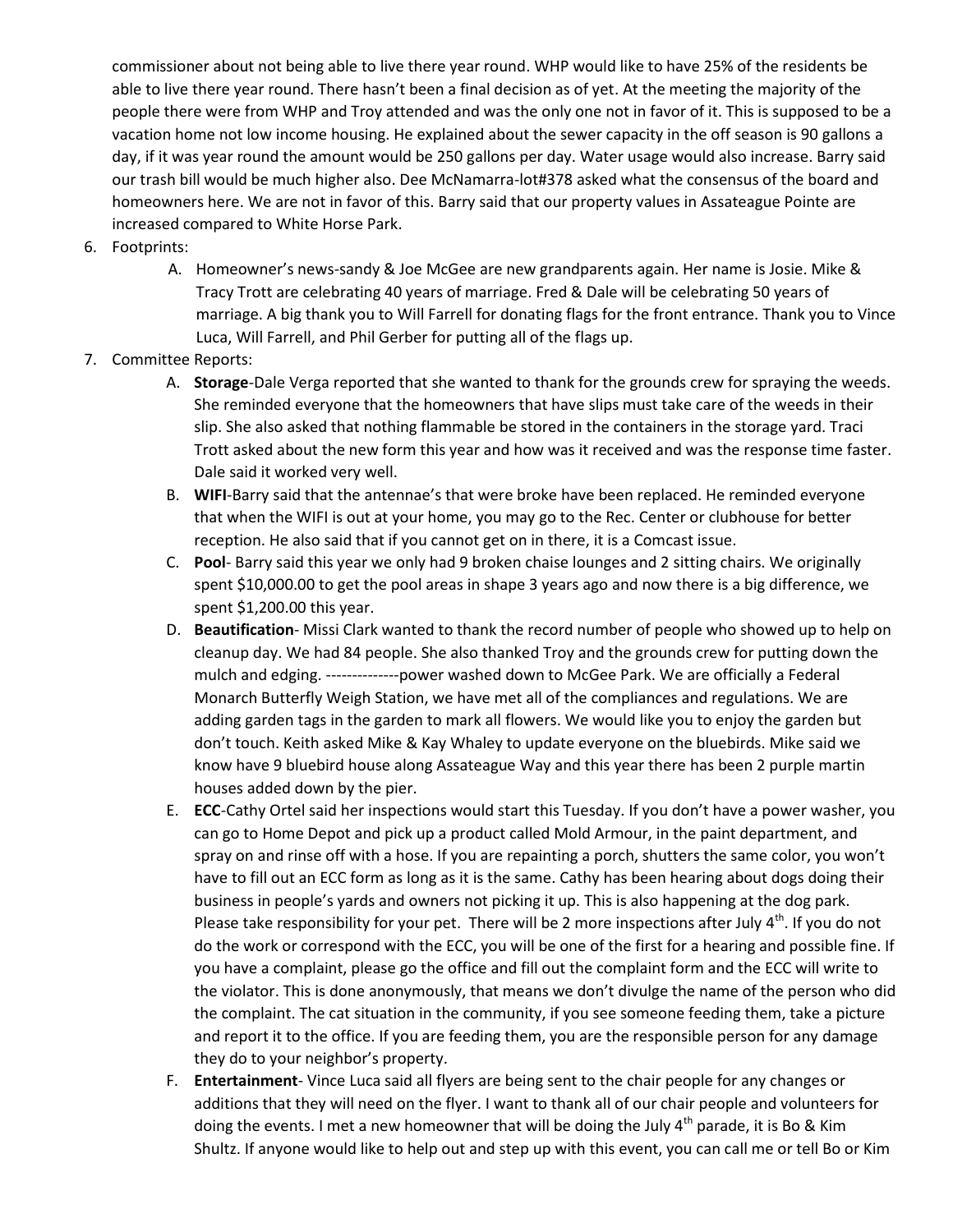commissioner about not being able to live there year round. WHP would like to have 25% of the residents be able to live there year round. There hasn't been a final decision as of yet. At the meeting the majority of the people there were from WHP and Troy attended and was the only one not in favor of it. This is supposed to be a vacation home not low income housing. He explained about the sewer capacity in the off season is 90 gallons a day, if it was year round the amount would be 250 gallons per day. Water usage would also increase. Barry said our trash bill would be much higher also. Dee McNamarra-lot#378 asked what the consensus of the board and homeowners here. We are not in favor of this. Barry said that our property values in Assateague Pointe are increased compared to White Horse Park.

6. Footprints:
   A. Homeowner's news-sandy & Joe McGee are new grandparents again. Her name is Josie. Mike & Tracy Trott are celebrating 40 years of marriage. Fred & Dale will be celebrating 50 years of marriage. A big thank you to Will Farrell for donating flags for the front entrance. Thank you to Vince Luca, Will Farrell, and Phil Gerber for putting all of the flags up.

7. Committee Reports:
   A. **Storage**-Dale Verga reported that she wanted to thank for the grounds crew for spraying the weeds. She reminded everyone that the homeowners that have slips must take care of the weeds in their slip. She also asked that nothing flammable be stored in the containers in the storage yard. Traci Trott asked about the new form this year and how was it received and was the response time faster. Dale said it worked very well.
   B. **WIFI**-Barry said that the antennae's that were broke have been replaced. He reminded everyone that when the WIFI is out at your home, you may go to the Rec. Center or clubhouse for better reception. He also said that if you cannot get on in there, it is a Comcast issue.
   C. **Pool**- Barry said this year we only had 9 broken chaise lounges and 2 sitting chairs. We originally spent $10,000.00 to get the pool areas in shape 3 years ago and now there is a big difference, we spent $1,200.00 this year.
   D. **Beautification**- Missi Clark wanted to thank the record number of people who showed up to help on cleanup day. We had 84 people. She also thanked Troy and the grounds crew for putting down the mulch and edging. --------------power washed down to McGee Park. We are officially a Federal Monarch Butterfly Weigh Station, we have met all of the compliances and regulations. We are adding garden tags in the garden to mark all flowers. We would like you to enjoy the garden but don't touch. Keith asked Mike & Kay Whaley to update everyone on the bluebirds. Mike said we know have 9 bluebird house along Assateague Way and this year there has been 2 purple martin houses added down by the pier.
   E. **ECC**-Cathy Ortel said her inspections would start this Tuesday. If you don't have a power washer, you can go to Home Depot and pick up a product called Mold Armour, in the paint department, and spray on and rinse off with a hose. If you are repainting a porch, shutters the same color, you won't have to fill out an ECC form as long as it is the same. Cathy has been hearing about dogs doing their business in people's yards and owners not picking it up. This is also happening at the dog park. Please take responsibility for your pet. There will be 2 more inspections after July 4th. If you do not do the work or correspond with the ECC, you will be one of the first for a hearing and possible fine. If you have a complaint, please go the office and fill out the complaint form and the ECC will write to the violator. This is done anonymously, that means we don't divulge the name of the person who did the complaint. The cat situation in the community, if you see someone feeding them, take a picture and report it to the office. If you are feeding them, you are the responsible person for any damage they do to your neighbor's property.
   F. **Entertainment**- Vince Luca said all flyers are being sent to the chair people for any changes or additions that they will need on the flyer. I want to thank all of our chair people and volunteers for doing the events. I met a new homeowner that will be doing the July 4th parade, it is Bo & Kim Shultz. If anyone would like to help out and step up with this event, you can call me or tell Bo or Kim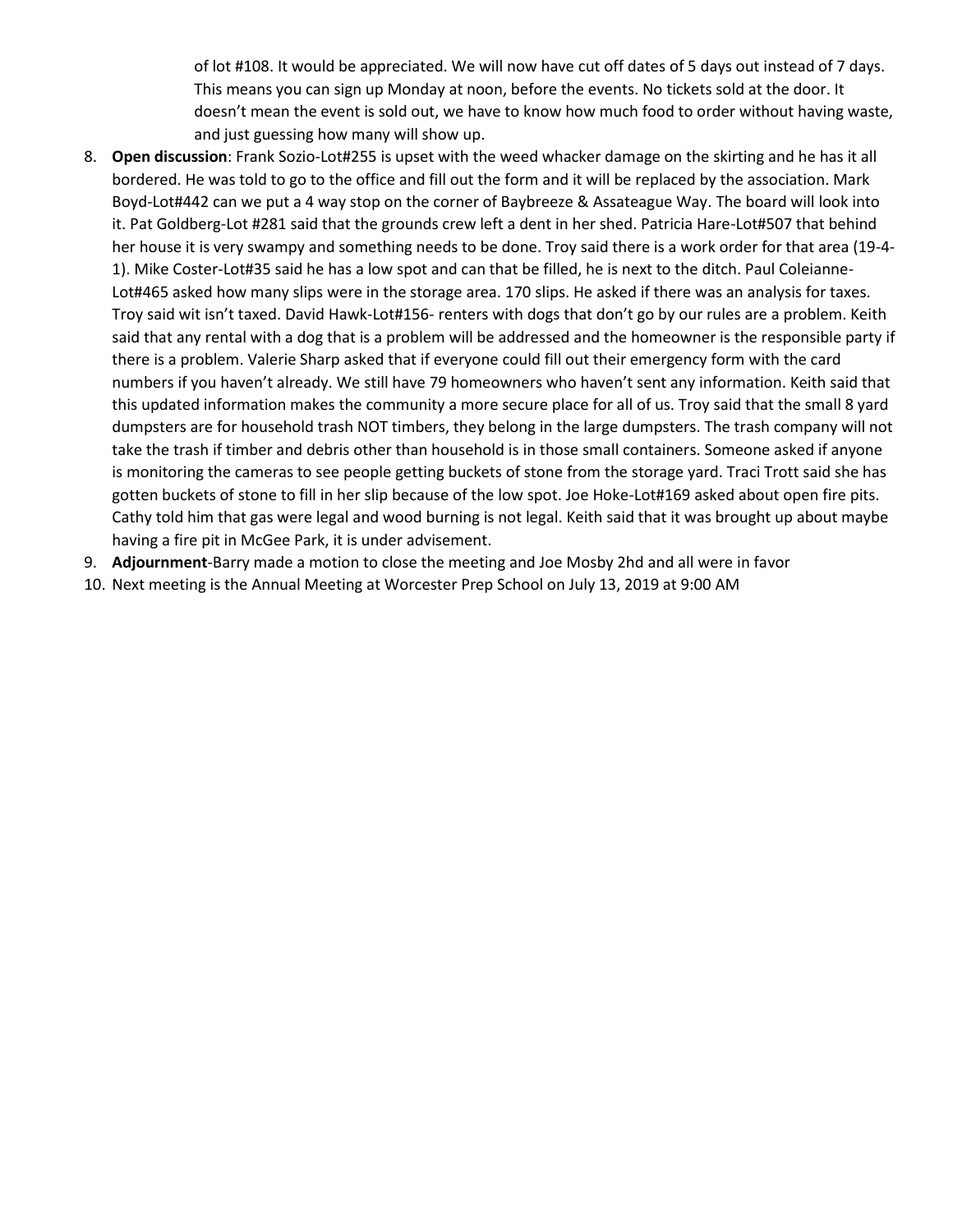of lot #108. It would be appreciated. We will now have cut off dates of 5 days out instead of 7 days. This means you can sign up Monday at noon, before the events. No tickets sold at the door. It doesn't mean the event is sold out, we have to know how much food to order without having waste, and just guessing how many will show up.

8. **Open discussion**: Frank Sozio-Lot#255 is upset with the weed whacker damage on the skirting and he has it all bordered. He was told to go to the office and fill out the form and it will be replaced by the association. Mark Boyd-Lot#442 can we put a 4 way stop on the corner of Baybreeze & Assateague Way. The board will look into it. Pat Goldberg-Lot #281 said that the grounds crew left a dent in her shed. Patricia Hare-Lot#507 that behind her house it is very swampy and something needs to be done. Troy said there is a work order for that area (19-4-1). Mike Coster-Lot#35 said he has a low spot and can that be filled, he is next to the ditch. Paul Coleianne-Lot#465 asked how many slips were in the storage area. 170 slips. He asked if there was an analysis for taxes. Troy said wit isn't taxed. David Hawk-Lot#156- renters with dogs that don't go by our rules are a problem. Keith said that any rental with a dog that is a problem will be addressed and the homeowner is the responsible party if there is a problem. Valerie Sharp asked that if everyone could fill out their emergency form with the card numbers if you haven't already. We still have 79 homeowners who haven't sent any information. Keith said that this updated information makes the community a more secure place for all of us. Troy said that the small 8 yard dumpsters are for household trash NOT timbers, they belong in the large dumpsters. The trash company will not take the trash if timber and debris other than household is in those small containers. Someone asked if anyone is monitoring the cameras to see people getting buckets of stone from the storage yard. Traci Trott said she has gotten buckets of stone to fill in her slip because of the low spot. Joe Hoke-Lot#169 asked about open fire pits. Cathy told him that gas were legal and wood burning is not legal. Keith said that it was brought up about maybe having a fire pit in McGee Park, it is under advisement.
9. **Adjournment**-Barry made a motion to close the meeting and Joe Mosby 2hd and all were in favor
10. Next meeting is the Annual Meeting at Worcester Prep School on July 13, 2019 at 9:00 AM